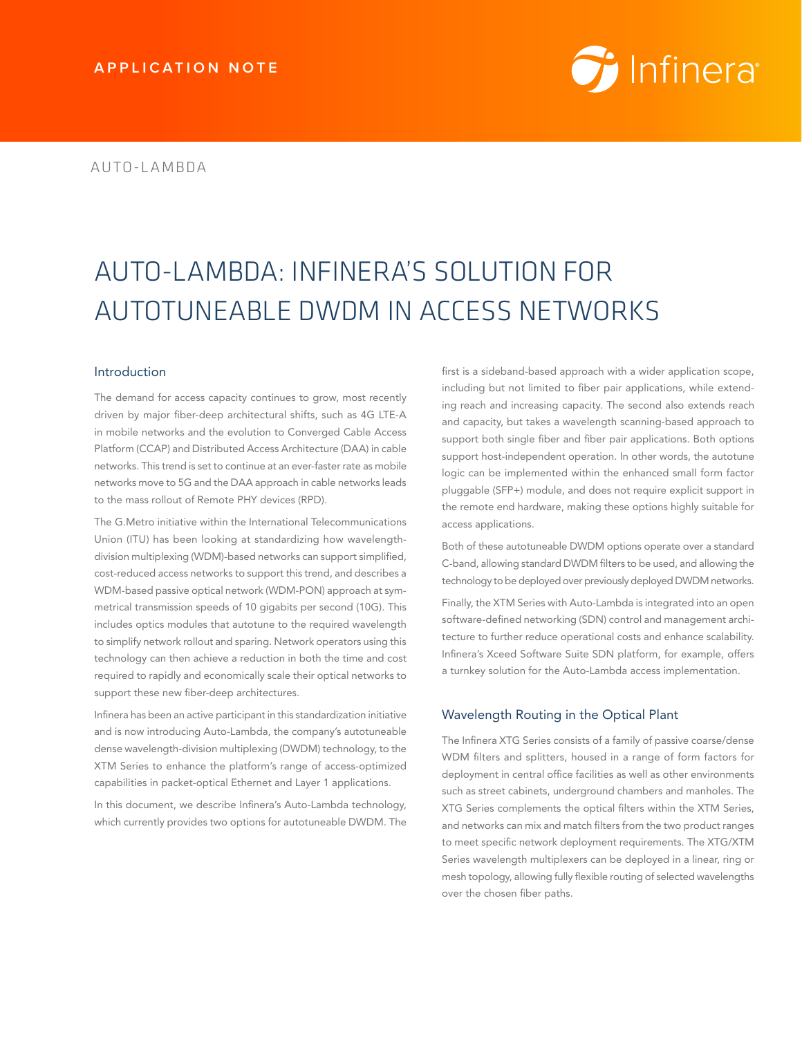APPLICATION NOTE

AUTO-LAMBDA

# AUTO-LAMBDA: INFINERA'S SOLUTION FOR AUTOTUNEABLE DWDM IN ACCESS NETWORKS

## Introduction

The demand for access capacity continues to grow, most recently driven by major fiber-deep architectural shifts, such as 4G LTE-A in mobile networks and the evolution to Converged Cable Access Platform (CCAP) and Distributed Access Architecture (DAA) in cable networks. This trend is set to continue at an ever-faster rate as mobile networks move to 5G and the DAA approach in cable networks leads to the mass rollout of Remote PHY devices (RPD).

The G.Metro initiative within the International Telecommunications Union (ITU) has been looking at standardizing how wavelength-division multiplexing (WDM)-based networks can support simplified, cost-reduced access networks to support this trend, and describes a WDM-based passive optical network (WDM-PON) approach at symmetrical transmission speeds of 10 gigabits per second (10G). This includes optics modules that autotune to the required wavelength to simplify network rollout and sparing. Network operators using this technology can then achieve a reduction in both the time and cost required to rapidly and economically scale their optical networks to support these new fiber-deep architectures.

Infinera has been an active participant in this standardization initiative and is now introducing Auto-Lambda, the company's autotuneable dense wavelength-division multiplexing (DWDM) technology, to the XTM Series to enhance the platform's range of access-optimized capabilities in packet-optical Ethernet and Layer 1 applications.

In this document, we describe Infinera's Auto-Lambda technology, which currently provides two options for autotuneable DWDM. The first is a sideband-based approach with a wider application scope, including but not limited to fiber pair applications, while extending reach and increasing capacity. The second also extends reach and capacity, but takes a wavelength scanning-based approach to support both single fiber and fiber pair applications. Both options support host-independent operation. In other words, the autotune logic can be implemented within the enhanced small form factor pluggable (SFP+) module, and does not require explicit support in the remote end hardware, making these options highly suitable for access applications.

Both of these autotuneable DWDM options operate over a standard C-band, allowing standard DWDM filters to be used, and allowing the technology to be deployed over previously deployed DWDM networks.

Finally, the XTM Series with Auto-Lambda is integrated into an open software-defined networking (SDN) control and management architecture to further reduce operational costs and enhance scalability. Infinera's Xceed Software Suite SDN platform, for example, offers a turnkey solution for the Auto-Lambda access implementation.

## Wavelength Routing in the Optical Plant

The Infinera XTG Series consists of a family of passive coarse/dense WDM filters and splitters, housed in a range of form factors for deployment in central office facilities as well as other environments such as street cabinets, underground chambers and manholes. The XTG Series complements the optical filters within the XTM Series, and networks can mix and match filters from the two product ranges to meet specific network deployment requirements. The XTG/XTM Series wavelength multiplexers can be deployed in a linear, ring or mesh topology, allowing fully flexible routing of selected wavelengths over the chosen fiber paths.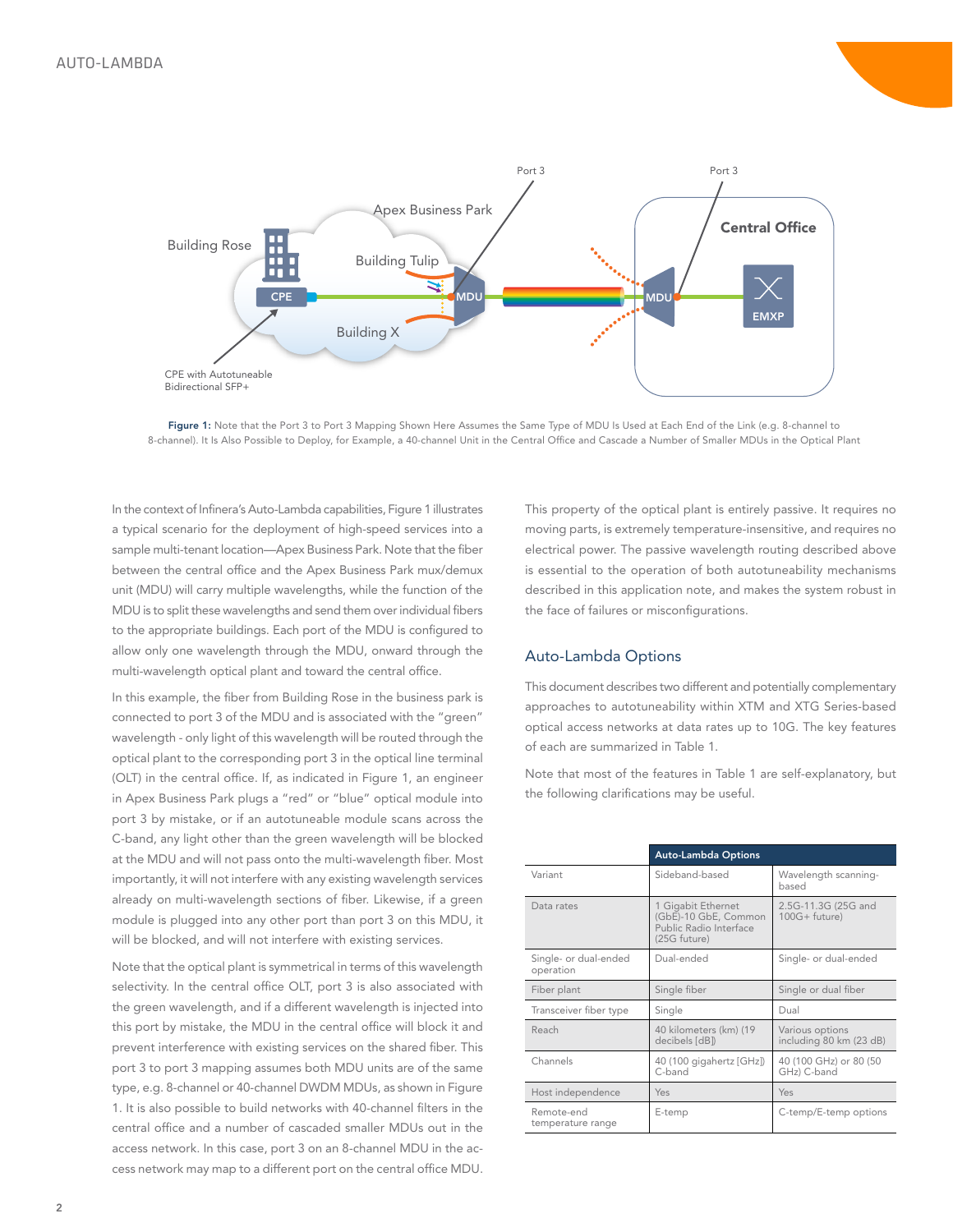Figure 1: Note that the Port 3 to Port 3 Mapping Shown Here Assumes the Same Type of MDU Is Used at Each End of the Link (e.g. 8-channel to 8-channel). It Is Also Possible to Deploy, for Example, a 40-channel Unit in the Central Office and Cascade a Number of Smaller MDUs in the Optical Plant

In the context of Infinera's Auto-Lambda capabilities, Figure 1 illustrates a typical scenario for the deployment of high-speed services into a sample multi-tenant location—Apex Business Park. Note that the fiber between the central office and the Apex Business Park mux/demux unit (MDU) will carry multiple wavelengths, while the function of the MDU is to split these wavelengths and send them over individual fibers to the appropriate buildings. Each port of the MDU is configured to allow only one wavelength through the MDU, onward through the multi-wavelength optical plant and toward the central office.

In this example, the fiber from Building Rose in the business park is connected to port 3 of the MDU and is associated with the "green" wavelength - only light of this wavelength will be routed through the optical plant to the corresponding port 3 in the optical line terminal (OLT) in the central office. If, as indicated in Figure 1, an engineer in Apex Business Park plugs a "red" or "blue" optical module into port 3 by mistake, or if an autotuneable module scans across the C-band, any light other than the green wavelength will be blocked at the MDU and will not pass onto the multi-wavelength fiber. Most importantly, it will not interfere with any existing wavelength services already on multi-wavelength sections of fiber. Likewise, if a green module is plugged into any other port than port 3 on this MDU, it will be blocked, and will not interfere with existing services.

Note that the optical plant is symmetrical in terms of this wavelength selectivity. In the central office OLT, port 3 is also associated with the green wavelength, and if a different wavelength is injected into this port by mistake, the MDU in the central office will block it and prevent interference with existing services on the shared fiber. This port 3 to port 3 mapping assumes both MDU units are of the same type, e.g. 8-channel or 40-channel DWDM MDUs, as shown in Figure 1. It is also possible to build networks with 40-channel filters in the central office and a number of cascaded smaller MDUs out in the access network. In this case, port 3 on an 8-channel MDU in the access network may map to a different port on the central office MDU.

This property of the optical plant is entirely passive. It requires no moving parts, is extremely temperature-insensitive, and requires no electrical power. The passive wavelength routing described above is essential to the operation of both autotuneability mechanisms described in this application note, and makes the system robust in the face of failures or misconfigurations.

## Auto-Lambda Options

This document describes two different and potentially complementary approaches to autotuneability within XTM and XTG Series-based optical access networks at data rates up to 10G. The key features of each are summarized in Table 1.

Note that most of the features in Table 1 are self-explanatory, but the following clarifications may be useful.

| | Auto-Lambda Options | |
|---|---|---|
| Variant | Sideband-based | Wavelength scanning-based |
| Data rates | 1 Gigabit Ethernet (GbE)-10 GbE, Common Public Radio Interface (25G future) | 2.5G-11.3G (25G and 100G+ future) |
| Single- or dual-ended operation | Dual-ended | Single- or dual-ended |
| Fiber plant | Single fiber | Single or dual fiber |
| Transceiver fiber type | Single | Dual |
| Reach | 40 kilometers (km) (19 decibels [dB]) | Various options including 80 km (23 dB) |
| Channels | 40 (100 gigahertz [GHz]) C-band | 40 (100 GHz) or 80 (50 GHz) C-band |
| Host independence | Yes | Yes |
| Remote-end temperature range | E-temp | C-temp/E-temp options |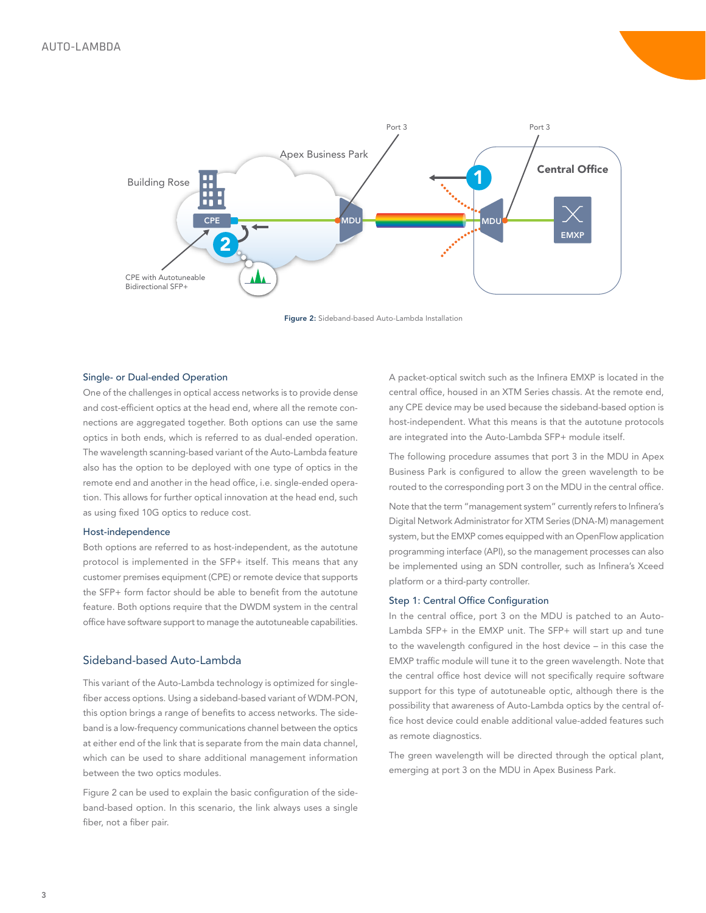Figure 2: Sideband-based Auto-Lambda Installation

### Single- or Dual-ended Operation

One of the challenges in optical access networks is to provide dense and cost-efficient optics at the head end, where all the remote connections are aggregated together. Both options can use the same optics in both ends, which is referred to as dual-ended operation. The wavelength scanning-based variant of the Auto-Lambda feature also has the option to be deployed with one type of optics in the remote end and another in the head office, i.e. single-ended operation. This allows for further optical innovation at the head end, such as using fixed 10G optics to reduce cost.

### Host-independence

Both options are referred to as host-independent, as the autotune protocol is implemented in the SFP+ itself. This means that any customer premises equipment (CPE) or remote device that supports the SFP+ form factor should be able to benefit from the autotune feature. Both options require that the DWDM system in the central office have software support to manage the autotuneable capabilities.

## Sideband-based Auto-Lambda

This variant of the Auto-Lambda technology is optimized for single-fiber access options. Using a sideband-based variant of WDM-PON, this option brings a range of benefits to access networks. The sideband is a low-frequency communications channel between the optics at either end of the link that is separate from the main data channel, which can be used to share additional management information between the two optics modules.

Figure 2 can be used to explain the basic configuration of the sideband-based option. In this scenario, the link always uses a single fiber, not a fiber pair.

A packet-optical switch such as the Infinera EMXP is located in the central office, housed in an XTM Series chassis. At the remote end, any CPE device may be used because the sideband-based option is host-independent. What this means is that the autotune protocols are integrated into the Auto-Lambda SFP+ module itself.

The following procedure assumes that port 3 in the MDU in Apex Business Park is configured to allow the green wavelength to be routed to the corresponding port 3 on the MDU in the central office.

Note that the term "management system" currently refers to Infinera's Digital Network Administrator for XTM Series (DNA-M) management system, but the EMXP comes equipped with an OpenFlow application programming interface (API), so the management processes can also be implemented using an SDN controller, such as Infinera's Xceed platform or a third-party controller.

### Step 1: Central Office Configuration

In the central office, port 3 on the MDU is patched to an Auto-Lambda SFP+ in the EMXP unit. The SFP+ will start up and tune to the wavelength configured in the host device – in this case the EMXP traffic module will tune it to the green wavelength. Note that the central office host device will not specifically require software support for this type of autotuneable optic, although there is the possibility that awareness of Auto-Lambda optics by the central office host device could enable additional value-added features such as remote diagnostics.

The green wavelength will be directed through the optical plant, emerging at port 3 on the MDU in Apex Business Park.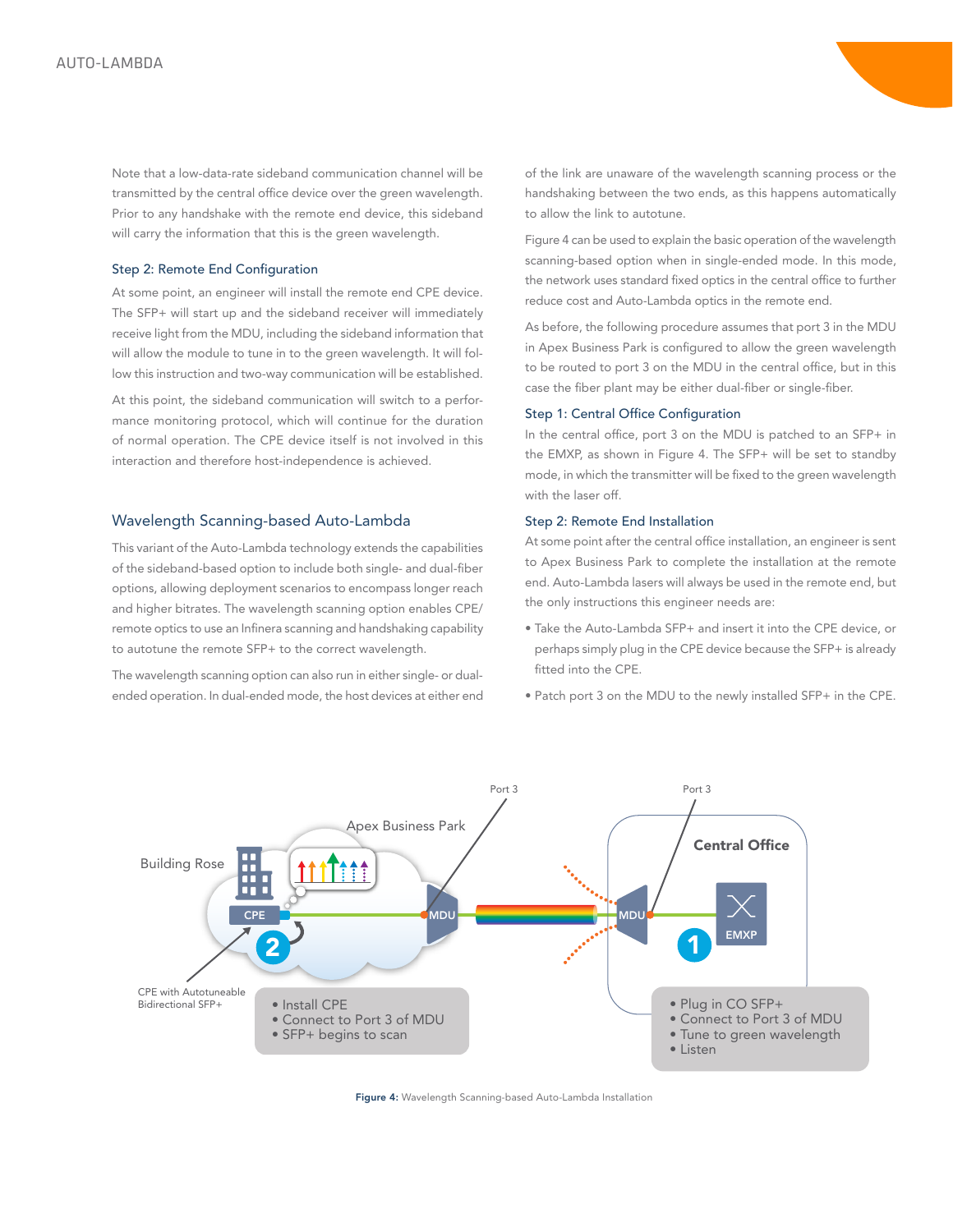Note that a low-data-rate sideband communication channel will be transmitted by the central office device over the green wavelength. Prior to any handshake with the remote end device, this sideband will carry the information that this is the green wavelength.

### Step 2: Remote End Configuration

At some point, an engineer will install the remote end CPE device. The SFP+ will start up and the sideband receiver will immediately receive light from the MDU, including the sideband information that will allow the module to tune in to the green wavelength. It will follow this instruction and two-way communication will be established.

At this point, the sideband communication will switch to a performance monitoring protocol, which will continue for the duration of normal operation. The CPE device itself is not involved in this interaction and therefore host-independence is achieved.

## Wavelength Scanning-based Auto-Lambda

This variant of the Auto-Lambda technology extends the capabilities of the sideband-based option to include both single- and dual-fiber options, allowing deployment scenarios to encompass longer reach and higher bitrates. The wavelength scanning option enables CPE/remote optics to use an Infinera scanning and handshaking capability to autotune the remote SFP+ to the correct wavelength.

The wavelength scanning option can also run in either single- or dual-ended operation. In dual-ended mode, the host devices at either end of the link are unaware of the wavelength scanning process or the handshaking between the two ends, as this happens automatically to allow the link to autotune.

Figure 4 can be used to explain the basic operation of the wavelength scanning-based option when in single-ended mode. In this mode, the network uses standard fixed optics in the central office to further reduce cost and Auto-Lambda optics in the remote end.

As before, the following procedure assumes that port 3 in the MDU in Apex Business Park is configured to allow the green wavelength to be routed to port 3 on the MDU in the central office, but in this case the fiber plant may be either dual-fiber or single-fiber.

### Step 1: Central Office Configuration

In the central office, port 3 on the MDU is patched to an SFP+ in the EMXP, as shown in Figure 4. The SFP+ will be set to standby mode, in which the transmitter will be fixed to the green wavelength with the laser off.

### Step 2: Remote End Installation

At some point after the central office installation, an engineer is sent to Apex Business Park to complete the installation at the remote end. Auto-Lambda lasers will always be used in the remote end, but the only instructions this engineer needs are:

- Take the Auto-Lambda SFP+ and insert it into the CPE device, or perhaps simply plug in the CPE device because the SFP+ is already fitted into the CPE.
- Patch port 3 on the MDU to the newly installed SFP+ in the CPE.

**Figure 4:** Wavelength Scanning-based Auto-Lambda Installation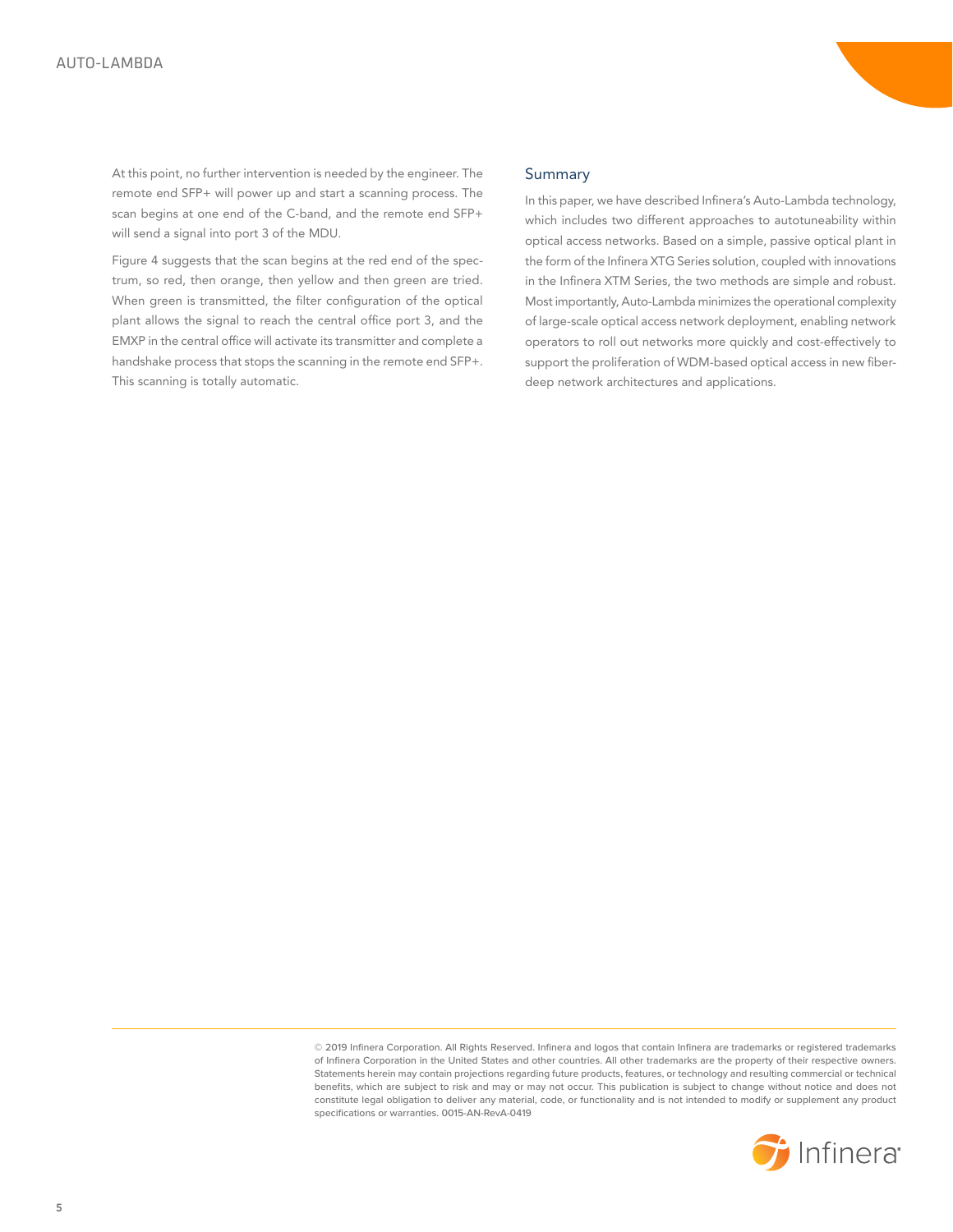At this point, no further intervention is needed by the engineer. The remote end SFP+ will power up and start a scanning process. The scan begins at one end of the C-band, and the remote end SFP+ will send a signal into port 3 of the MDU.

Figure 4 suggests that the scan begins at the red end of the spectrum, so red, then orange, then yellow and then green are tried. When green is transmitted, the filter configuration of the optical plant allows the signal to reach the central office port 3, and the EMXP in the central office will activate its transmitter and complete a handshake process that stops the scanning in the remote end SFP+. This scanning is totally automatic.

## Summary

In this paper, we have described Infinera's Auto-Lambda technology, which includes two different approaches to autotuneability within optical access networks. Based on a simple, passive optical plant in the form of the Infinera XTG Series solution, coupled with innovations in the Infinera XTM Series, the two methods are simple and robust. Most importantly, Auto-Lambda minimizes the operational complexity of large-scale optical access network deployment, enabling network operators to roll out networks more quickly and cost-effectively to support the proliferation of WDM-based optical access in new fiber-deep network architectures and applications.

© 2019 Infinera Corporation. All Rights Reserved. Infinera and logos that contain Infinera are trademarks or registered trademarks of Infinera Corporation in the United States and other countries. All other trademarks are the property of their respective owners. Statements herein may contain projections regarding future products, features, or technology and resulting commercial or technical benefits, which are subject to risk and may or may not occur. This publication is subject to change without notice and does not constitute legal obligation to deliver any material, code, or functionality and is not intended to modify or supplement any product specifications or warranties. 0015-AN-RevA-0419